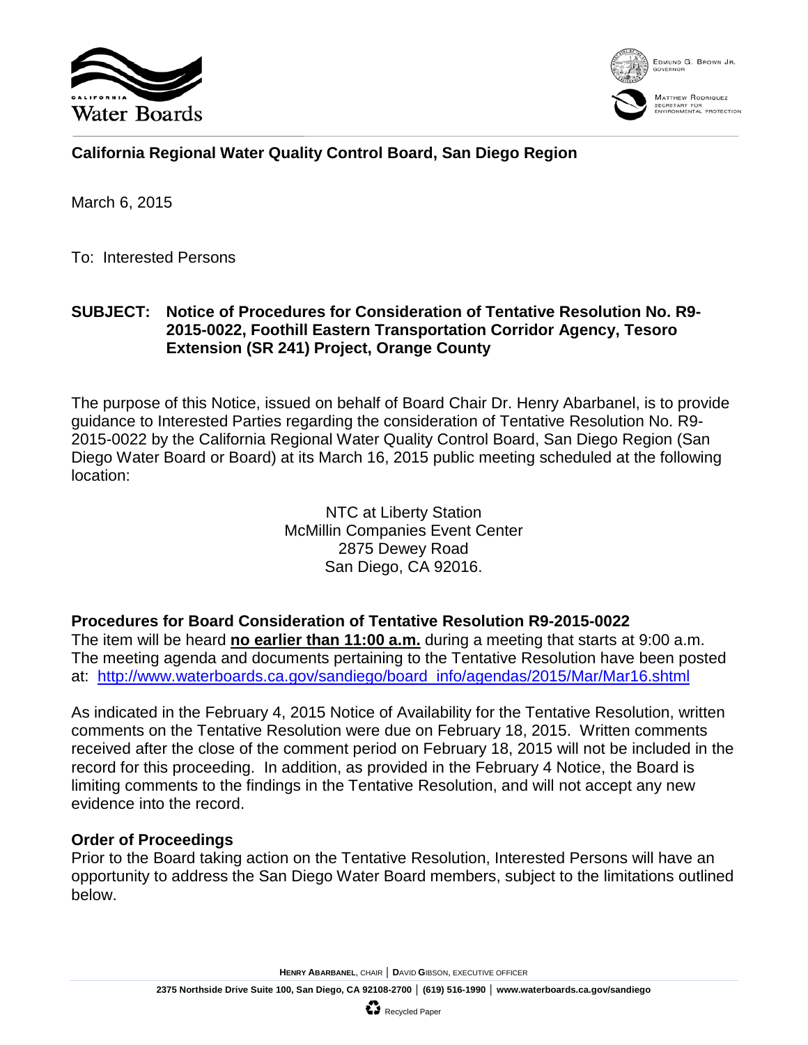**California Regional Water Quality Control Board, San Diego Region**

March 6, 2015

To: Interested Persons

**SUBJECT: Notice of Procedures for Consideration of Tentative Resolution No. R9-2015-0022, Foothill Eastern Transportation Corridor Agency, Tesoro Extension (SR 241) Project, Orange County**

The purpose of this Notice, issued on behalf of Board Chair Dr. Henry Abarbanel, is to provide guidance to Interested Parties regarding the consideration of Tentative Resolution No. R9-2015-0022 by the California Regional Water Quality Control Board, San Diego Region (San Diego Water Board or Board) at its March 16, 2015 public meeting scheduled at the following location:

NTC at Liberty Station
McMillin Companies Event Center
2875 Dewey Road
San Diego, CA 92016.

**Procedures for Board Consideration of Tentative Resolution R9-2015-0022**

The item will be heard **no earlier than 11:00 a.m.** during a meeting that starts at 9:00 a.m. The meeting agenda and documents pertaining to the Tentative Resolution have been posted at: http://www.waterboards.ca.gov/sandiego/board_info/agendas/2015/Mar/Mar16.shtml

As indicated in the February 4, 2015 Notice of Availability for the Tentative Resolution, written comments on the Tentative Resolution were due on February 18, 2015. Written comments received after the close of the comment period on February 18, 2015 will not be included in the record for this proceeding. In addition, as provided in the February 4 Notice, the Board is limiting comments to the findings in the Tentative Resolution, and will not accept any new evidence into the record.

**Order of Proceedings**

Prior to the Board taking action on the Tentative Resolution, Interested Persons will have an opportunity to address the San Diego Water Board members, subject to the limitations outlined below.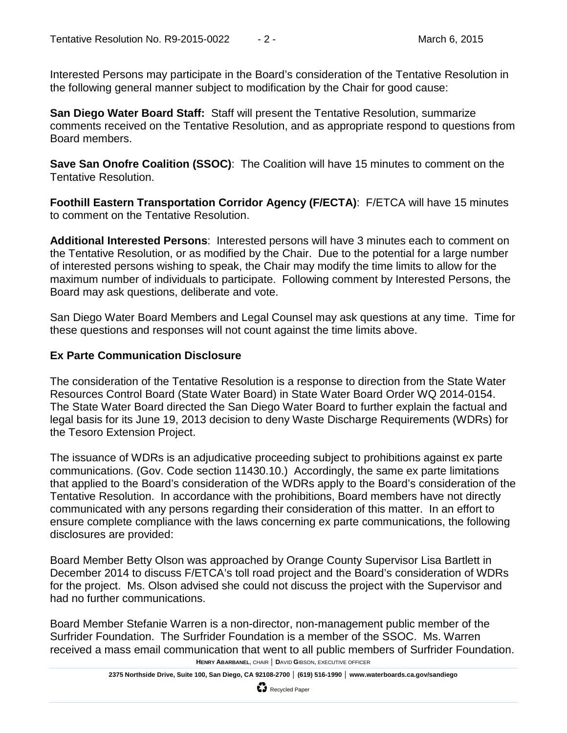Interested Persons may participate in the Board's consideration of the Tentative Resolution in the following general manner subject to modification by the Chair for good cause:

**San Diego Water Board Staff:** Staff will present the Tentative Resolution, summarize comments received on the Tentative Resolution, and as appropriate respond to questions from Board members.

**Save San Onofre Coalition (SSOC)**: The Coalition will have 15 minutes to comment on the Tentative Resolution.

**Foothill Eastern Transportation Corridor Agency (F/ECTA)**: F/ETCA will have 15 minutes to comment on the Tentative Resolution.

**Additional Interested Persons**: Interested persons will have 3 minutes each to comment on the Tentative Resolution, or as modified by the Chair. Due to the potential for a large number of interested persons wishing to speak, the Chair may modify the time limits to allow for the maximum number of individuals to participate. Following comment by Interested Persons, the Board may ask questions, deliberate and vote.

San Diego Water Board Members and Legal Counsel may ask questions at any time. Time for these questions and responses will not count against the time limits above.

**Ex Parte Communication Disclosure**

The consideration of the Tentative Resolution is a response to direction from the State Water Resources Control Board (State Water Board) in State Water Board Order WQ 2014-0154. The State Water Board directed the San Diego Water Board to further explain the factual and legal basis for its June 19, 2013 decision to deny Waste Discharge Requirements (WDRs) for the Tesoro Extension Project.

The issuance of WDRs is an adjudicative proceeding subject to prohibitions against ex parte communications. (Gov. Code section 11430.10.) Accordingly, the same ex parte limitations that applied to the Board's consideration of the WDRs apply to the Board's consideration of the Tentative Resolution. In accordance with the prohibitions, Board members have not directly communicated with any persons regarding their consideration of this matter. In an effort to ensure complete compliance with the laws concerning ex parte communications, the following disclosures are provided:

Board Member Betty Olson was approached by Orange County Supervisor Lisa Bartlett in December 2014 to discuss F/ETCA's toll road project and the Board's consideration of WDRs for the project. Ms. Olson advised she could not discuss the project with the Supervisor and had no further communications.

Board Member Stefanie Warren is a non-director, non-management public member of the Surfrider Foundation. The Surfrider Foundation is a member of the SSOC. Ms. Warren received a mass email communication that went to all public members of Surfrider Foundation.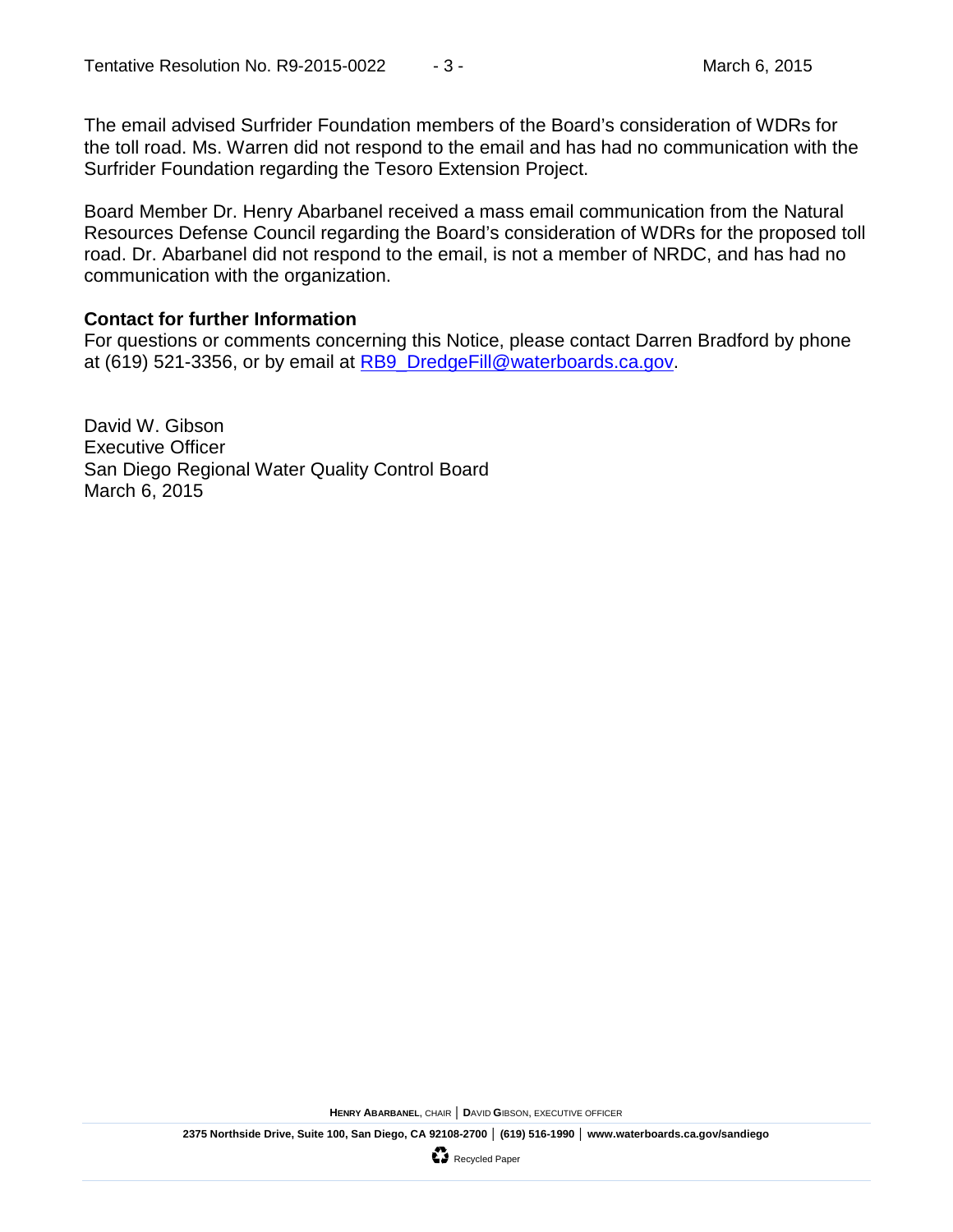The email advised Surfrider Foundation members of the Board's consideration of WDRs for the toll road. Ms. Warren did not respond to the email and has had no communication with the Surfrider Foundation regarding the Tesoro Extension Project.

Board Member Dr. Henry Abarbanel received a mass email communication from the Natural Resources Defense Council regarding the Board's consideration of WDRs for the proposed toll road. Dr. Abarbanel did not respond to the email, is not a member of NRDC, and has had no communication with the organization.

**Contact for further Information**
For questions or comments concerning this Notice, please contact Darren Bradford by phone at (619) 521-3356, or by email at RB9_DredgeFill@waterboards.ca.gov.

David W. Gibson
Executive Officer
San Diego Regional Water Quality Control Board
March 6, 2015